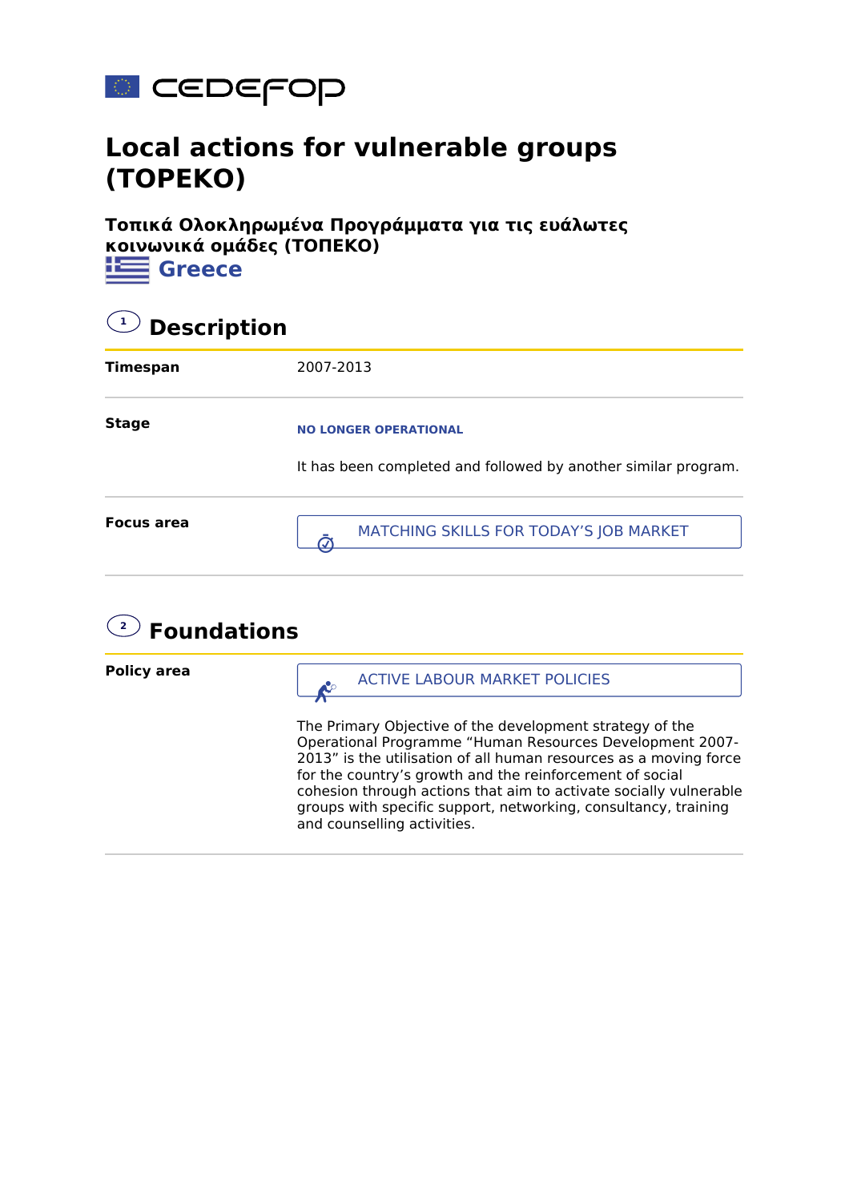# Local actions for vulnerable groups (TOPEKO)

**Τοπικά Ολοκληρωμένα Προγράμματα για τις ευάλωτες κοινωνικά ομάδες (ΤΟΠΕΚΟ)**

## Greece

## 1 Description

**Timespan**

2007-2013

**Stage**

NO LONGER OPERATIONAL

It has been completed and followed by another similar program.

**Focus area**

MATCHING SKILLS FOR TODAY'S JOB MARKET

## 2 Foundations

**Policy area**

ACTIVE LABOUR MARKET POLICIES

The Primary Objective of the development strategy of the Operational Programme "Human Resources Development 2007-2013" is the utilisation of all human resources as a moving force for the country's growth and the reinforcement of social cohesion through actions that aim to activate socially vulnerable groups with specific support, networking, consultancy, training and counselling activities.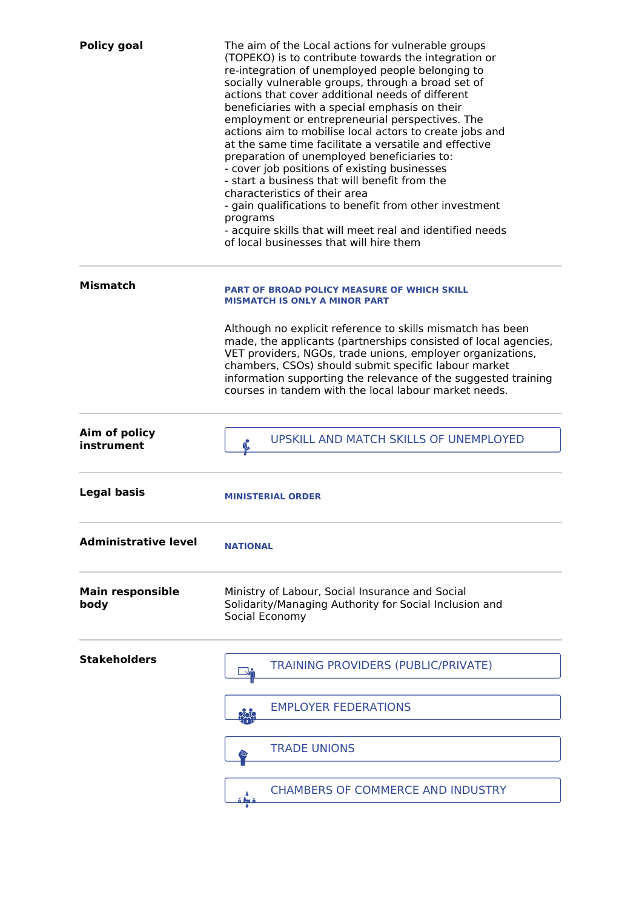**Policy goal**

The aim of the Local actions for vulnerable groups (TOPEKO) is to contribute towards the integration or re-integration of unemployed people belonging to socially vulnerable groups, through a broad set of actions that cover additional needs of different beneficiaries with a special emphasis on their employment or entrepreneurial perspectives. The actions aim to mobilise local actors to create jobs and at the same time facilitate a versatile and effective preparation of unemployed beneficiaries to:
- cover job positions of existing businesses
- start a business that will benefit from the characteristics of their area
- gain qualifications to benefit from other investment programs
- acquire skills that will meet real and identified needs of local businesses that will hire them

---

**Mismatch**

**PART OF BROAD POLICY MEASURE OF WHICH SKILL MISMATCH IS ONLY A MINOR PART**

Although no explicit reference to skills mismatch has been made, the applicants (partnerships consisted of local agencies, VET providers, NGOs, trade unions, employer organizations, chambers, CSOs) should submit specific labour market information supporting the relevance of the suggested training courses in tandem with the local labour market needs.

---

**Aim of policy instrument**

UPSKILL AND MATCH SKILLS OF UNEMPLOYED

---

**Legal basis**

**MINISTERIAL ORDER**

---

**Administrative level**

**NATIONAL**

---

**Main responsible body**

Ministry of Labour, Social Insurance and Social Solidarity/Managing Authority for Social Inclusion and Social Economy

---

**Stakeholders**

- TRAINING PROVIDERS (PUBLIC/PRIVATE)
- EMPLOYER FEDERATIONS
- TRADE UNIONS
- CHAMBERS OF COMMERCE AND INDUSTRY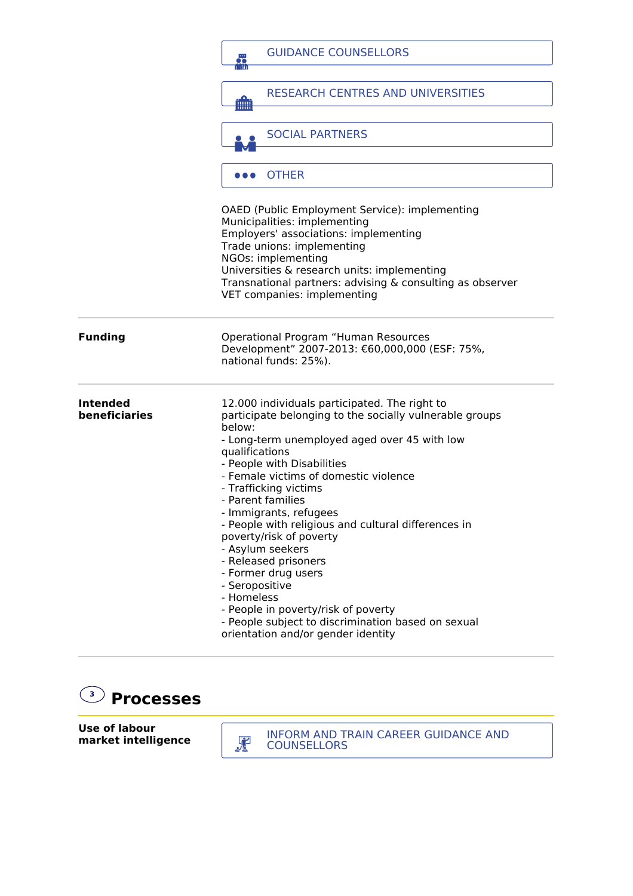GUIDANCE COUNSELLORS

RESEARCH CENTRES AND UNIVERSITIES

SOCIAL PARTNERS

OTHER

OAED (Public Employment Service): implementing
Municipalities: implementing
Employers' associations: implementing
Trade unions: implementing
NGOs: implementing
Universities & research units: implementing
Transnational partners: advising & consulting as observer
VET companies: implementing

**Funding**

Operational Program “Human Resources Development” 2007-2013: €60,000,000 (ESF: 75%, national funds: 25%).

**Intended beneficiaries**

12.000 individuals participated. The right to participate belonging to the socially vulnerable groups below:

- Long-term unemployed aged over 45 with low qualifications
- People with Disabilities
- Female victims of domestic violence
- Trafficking victims
- Parent families
- Immigrants, refugees
- People with religious and cultural differences in poverty/risk of poverty
- Asylum seekers
- Released prisoners
- Former drug users
- Seropositive
- Homeless
- People in poverty/risk of poverty
- People subject to discrimination based on sexual orientation and/or gender identity

## 3 Processes

**Use of labour market intelligence**

INFORM AND TRAIN CAREER GUIDANCE AND COUNSELLORS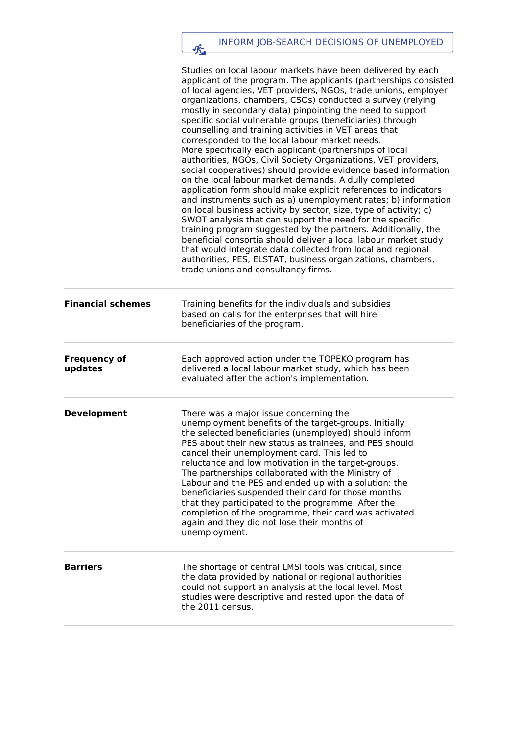**INFORM JOB-SEARCH DECISIONS OF UNEMPLOYED**

Studies on local labour markets have been delivered by each applicant of the program. The applicants (partnerships consisted of local agencies, VET providers, NGOs, trade unions, employer organizations, chambers, CSOs) conducted a survey (relying mostly in secondary data) pinpointing the need to support specific social vulnerable groups (beneficiaries) through counselling and training activities in VET areas that corresponded to the local labour market needs.
More specifically each applicant (partnerships of local authorities, NGOs, Civil Society Organizations, VET providers, social cooperatives) should provide evidence based information on the local labour market demands. A dully completed application form should make explicit references to indicators and instruments such as a) unemployment rates; b) information on local business activity by sector, size, type of activity; c) SWOT analysis that can support the need for the specific training program suggested by the partners. Additionally, the beneficial consortia should deliver a local labour market study that would integrate data collected from local and regional authorities, PES, ELSTAT, business organizations, chambers, trade unions and consultancy firms.

| | |
|---|---|
| **Financial schemes** | Training benefits for the individuals and subsidies based on calls for the enterprises that will hire beneficiaries of the program. |
| **Frequency of updates** | Each approved action under the TOPEKO program has delivered a local labour market study, which has been evaluated after the action's implementation. |
| **Development** | There was a major issue concerning the unemployment benefits of the target-groups. Initially the selected beneficiaries (unemployed) should inform PES about their new status as trainees, and PES should cancel their unemployment card. This led to reluctance and low motivation in the target-groups. The partnerships collaborated with the Ministry of Labour and the PES and ended up with a solution: the beneficiaries suspended their card for those months that they participated to the programme. After the completion of the programme, their card was activated again and they did not lose their months of unemployment. |
| **Barriers** | The shortage of central LMSI tools was critical, since the data provided by national or regional authorities could not support an analysis at the local level. Most studies were descriptive and rested upon the data of the 2011 census. |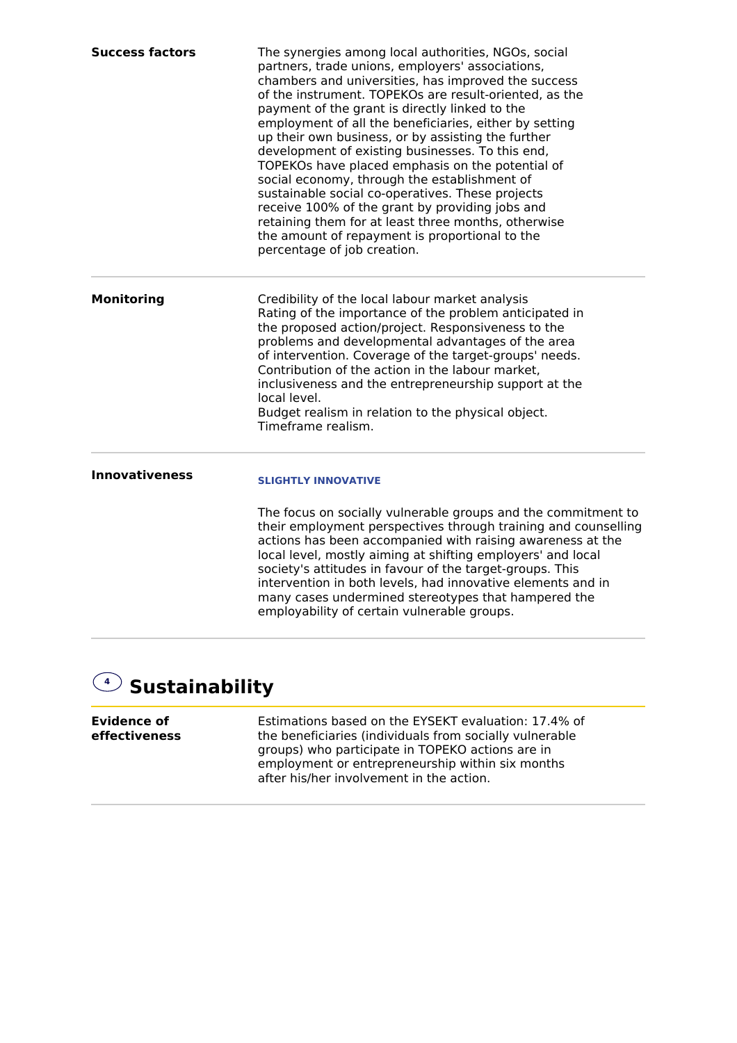**Success factors**

The synergies among local authorities, NGOs, social partners, trade unions, employers' associations, chambers and universities, has improved the success of the instrument. TOPEKOs are result-oriented, as the payment of the grant is directly linked to the employment of all the beneficiaries, either by setting up their own business, or by assisting the further development of existing businesses. To this end, TOPEKOs have placed emphasis on the potential of social economy, through the establishment of sustainable social co-operatives. These projects receive 100% of the grant by providing jobs and retaining them for at least three months, otherwise the amount of repayment is proportional to the percentage of job creation.

**Monitoring**

Credibility of the local labour market analysis
Rating of the importance of the problem anticipated in the proposed action/project. Responsiveness to the problems and developmental advantages of the area of intervention. Coverage of the target-groups' needs. Contribution of the action in the labour market, inclusiveness and the entrepreneurship support at the local level.
Budget realism in relation to the physical object.
Timeframe realism.

**Innovativeness**

**SLIGHTLY INNOVATIVE**

The focus on socially vulnerable groups and the commitment to their employment perspectives through training and counselling actions has been accompanied with raising awareness at the local level, mostly aiming at shifting employers' and local society's attitudes in favour of the target-groups. This intervention in both levels, had innovative elements and in many cases undermined stereotypes that hampered the employability of certain vulnerable groups.

## 4 Sustainability

**Evidence of effectiveness**

Estimations based on the EYSEKT evaluation: 17.4% of the beneficiaries (individuals from socially vulnerable groups) who participate in TOPEKO actions are in employment or entrepreneurship within six months after his/her involvement in the action.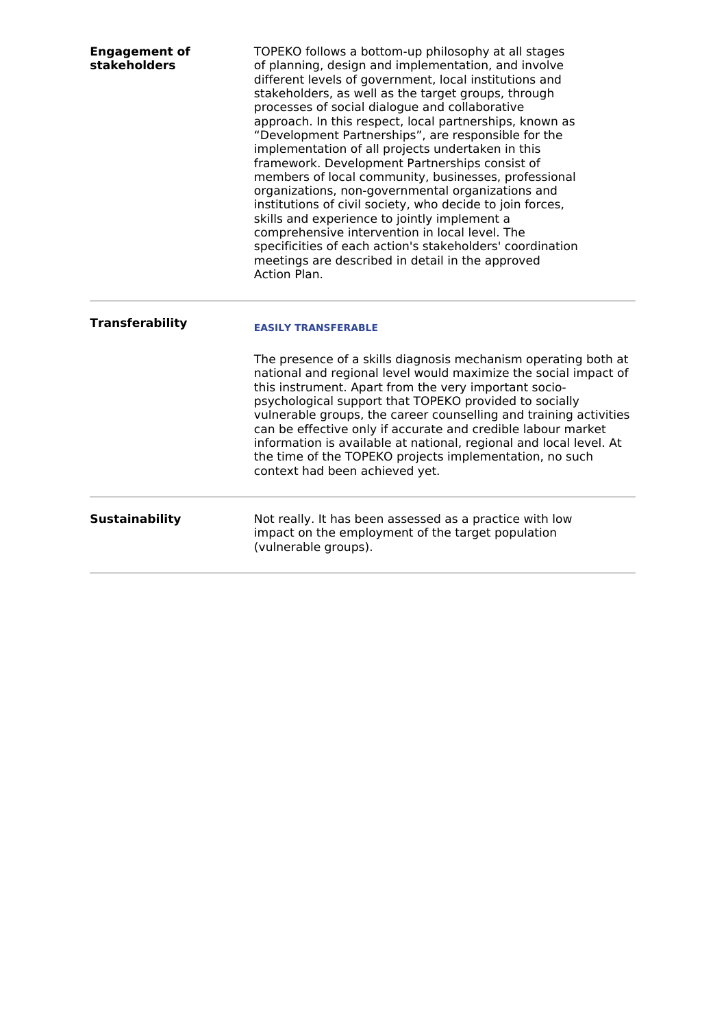| | |
|---|---|
| **Engagement of stakeholders** | TOPEKO follows a bottom-up philosophy at all stages of planning, design and implementation, and involve different levels of government, local institutions and stakeholders, as well as the target groups, through processes of social dialogue and collaborative approach. In this respect, local partnerships, known as "Development Partnerships", are responsible for the implementation of all projects undertaken in this framework. Development Partnerships consist of members of local community, businesses, professional organizations, non-governmental organizations and institutions of civil society, who decide to join forces, skills and experience to jointly implement a comprehensive intervention in local level. The specificities of each action's stakeholders' coordination meetings are described in detail in the approved Action Plan. |
| **Transferability** | **EASILY TRANSFERABLE**<br><br>The presence of a skills diagnosis mechanism operating both at national and regional level would maximize the social impact of this instrument. Apart from the very important socio-psychological support that TOPEKO provided to socially vulnerable groups, the career counselling and training activities can be effective only if accurate and credible labour market information is available at national, regional and local level. At the time of the TOPEKO projects implementation, no such context had been achieved yet. |
| **Sustainability** | Not really. It has been assessed as a practice with low impact on the employment of the target population (vulnerable groups). |